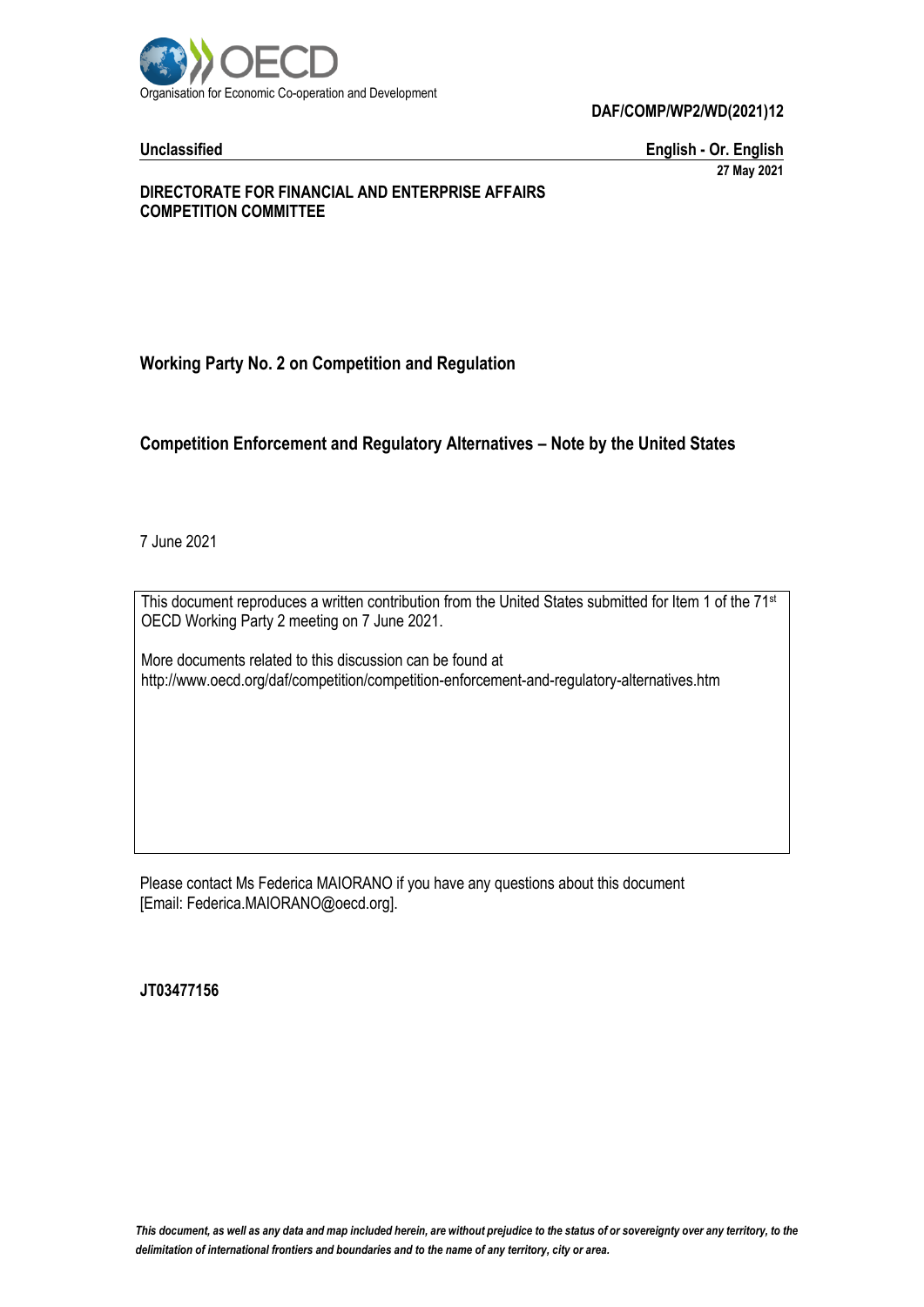Organisation for Economic Co-operation and Development

**DAF/COMP/WP2/WD(2021)12**

**Unclassified** **English - Or. English**

**27 May 2021**

**DIRECTORATE FOR FINANCIAL AND ENTERPRISE AFFAIRS**
**COMPETITION COMMITTEE**

## Working Party No. 2 on Competition and Regulation

## Competition Enforcement and Regulatory Alternatives – Note by the United States

7 June 2021

This document reproduces a written contribution from the United States submitted for Item 1 of the 71st OECD Working Party 2 meeting on 7 June 2021.

More documents related to this discussion can be found at
http://www.oecd.org/daf/competition/competition-enforcement-and-regulatory-alternatives.htm

Please contact Ms Federica MAIORANO if you have any questions about this document [Email: Federica.MAIORANO@oecd.org].

**JT03477156**

*This document, as well as any data and map included herein, are without prejudice to the status of or sovereignty over any territory, to the delimitation of international frontiers and boundaries and to the name of any territory, city or area.*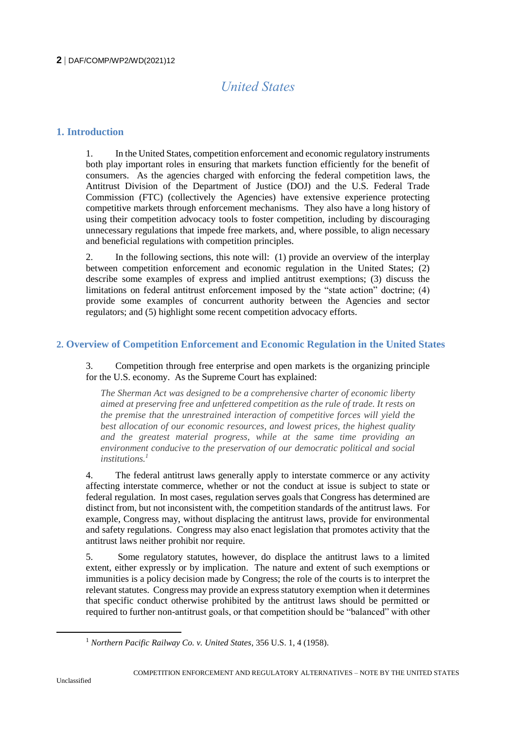# United States

## 1. Introduction

1. In the United States, competition enforcement and economic regulatory instruments both play important roles in ensuring that markets function efficiently for the benefit of consumers. As the agencies charged with enforcing the federal competition laws, the Antitrust Division of the Department of Justice (DOJ) and the U.S. Federal Trade Commission (FTC) (collectively the Agencies) have extensive experience protecting competitive markets through enforcement mechanisms. They also have a long history of using their competition advocacy tools to foster competition, including by discouraging unnecessary regulations that impede free markets, and, where possible, to align necessary and beneficial regulations with competition principles.

2. In the following sections, this note will: (1) provide an overview of the interplay between competition enforcement and economic regulation in the United States; (2) describe some examples of express and implied antitrust exemptions; (3) discuss the limitations on federal antitrust enforcement imposed by the "state action" doctrine; (4) provide some examples of concurrent authority between the Agencies and sector regulators; and (5) highlight some recent competition advocacy efforts.

## 2. Overview of Competition Enforcement and Economic Regulation in the United States

3. Competition through free enterprise and open markets is the organizing principle for the U.S. economy. As the Supreme Court has explained:

> *The Sherman Act was designed to be a comprehensive charter of economic liberty aimed at preserving free and unfettered competition as the rule of trade. It rests on the premise that the unrestrained interaction of competitive forces will yield the best allocation of our economic resources, and lowest prices, the highest quality and the greatest material progress, while at the same time providing an environment conducive to the preservation of our democratic political and social institutions.*[1]

4. The federal antitrust laws generally apply to interstate commerce or any activity affecting interstate commerce, whether or not the conduct at issue is subject to state or federal regulation. In most cases, regulation serves goals that Congress has determined are distinct from, but not inconsistent with, the competition standards of the antitrust laws. For example, Congress may, without displacing the antitrust laws, provide for environmental and safety regulations. Congress may also enact legislation that promotes activity that the antitrust laws neither prohibit nor require.

5. Some regulatory statutes, however, do displace the antitrust laws to a limited extent, either expressly or by implication. The nature and extent of such exemptions or immunities is a policy decision made by Congress; the role of the courts is to interpret the relevant statutes. Congress may provide an express statutory exemption when it determines that specific conduct otherwise prohibited by the antitrust laws should be permitted or required to further non-antitrust goals, or that competition should be "balanced" with other

[1] *Northern Pacific Railway Co. v. United States*, 356 U.S. 1, 4 (1958).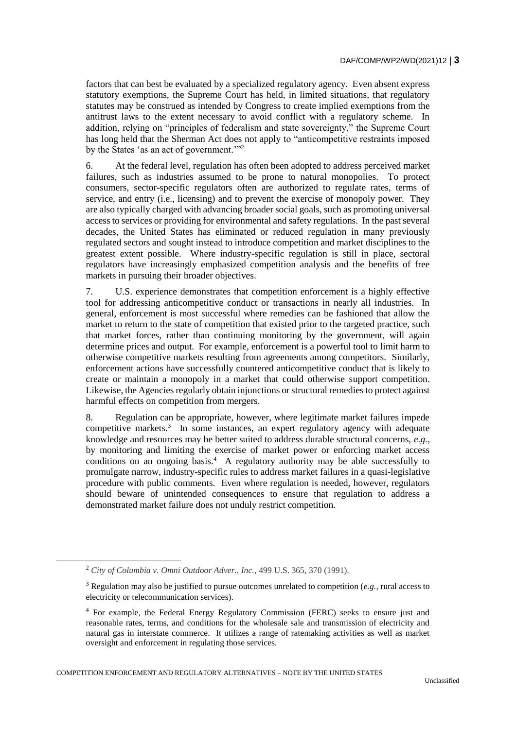factors that can best be evaluated by a specialized regulatory agency. Even absent express statutory exemptions, the Supreme Court has held, in limited situations, that regulatory statutes may be construed as intended by Congress to create implied exemptions from the antitrust laws to the extent necessary to avoid conflict with a regulatory scheme. In addition, relying on "principles of federalism and state sovereignty," the Supreme Court has long held that the Sherman Act does not apply to "anticompetitive restraints imposed by the States 'as an act of government.'"[2]

6. At the federal level, regulation has often been adopted to address perceived market failures, such as industries assumed to be prone to natural monopolies. To protect consumers, sector-specific regulators often are authorized to regulate rates, terms of service, and entry (i.e., licensing) and to prevent the exercise of monopoly power. They are also typically charged with advancing broader social goals, such as promoting universal access to services or providing for environmental and safety regulations. In the past several decades, the United States has eliminated or reduced regulation in many previously regulated sectors and sought instead to introduce competition and market disciplines to the greatest extent possible. Where industry-specific regulation is still in place, sectoral regulators have increasingly emphasized competition analysis and the benefits of free markets in pursuing their broader objectives.

7. U.S. experience demonstrates that competition enforcement is a highly effective tool for addressing anticompetitive conduct or transactions in nearly all industries. In general, enforcement is most successful where remedies can be fashioned that allow the market to return to the state of competition that existed prior to the targeted practice, such that market forces, rather than continuing monitoring by the government, will again determine prices and output. For example, enforcement is a powerful tool to limit harm to otherwise competitive markets resulting from agreements among competitors. Similarly, enforcement actions have successfully countered anticompetitive conduct that is likely to create or maintain a monopoly in a market that could otherwise support competition. Likewise, the Agencies regularly obtain injunctions or structural remedies to protect against harmful effects on competition from mergers.

8. Regulation can be appropriate, however, where legitimate market failures impede competitive markets.[3] In some instances, an expert regulatory agency with adequate knowledge and resources may be better suited to address durable structural concerns, *e.g.*, by monitoring and limiting the exercise of market power or enforcing market access conditions on an ongoing basis.[4] A regulatory authority may be able successfully to promulgate narrow, industry-specific rules to address market failures in a quasi-legislative procedure with public comments. Even where regulation is needed, however, regulators should beware of unintended consequences to ensure that regulation to address a demonstrated market failure does not unduly restrict competition.

[2] *City of Columbia v. Omni Outdoor Adver., Inc.*, 499 U.S. 365, 370 (1991).

[3] Regulation may also be justified to pursue outcomes unrelated to competition (*e.g.*, rural access to electricity or telecommunication services).

[4] For example, the Federal Energy Regulatory Commission (FERC) seeks to ensure just and reasonable rates, terms, and conditions for the wholesale sale and transmission of electricity and natural gas in interstate commerce. It utilizes a range of ratemaking activities as well as market oversight and enforcement in regulating those services.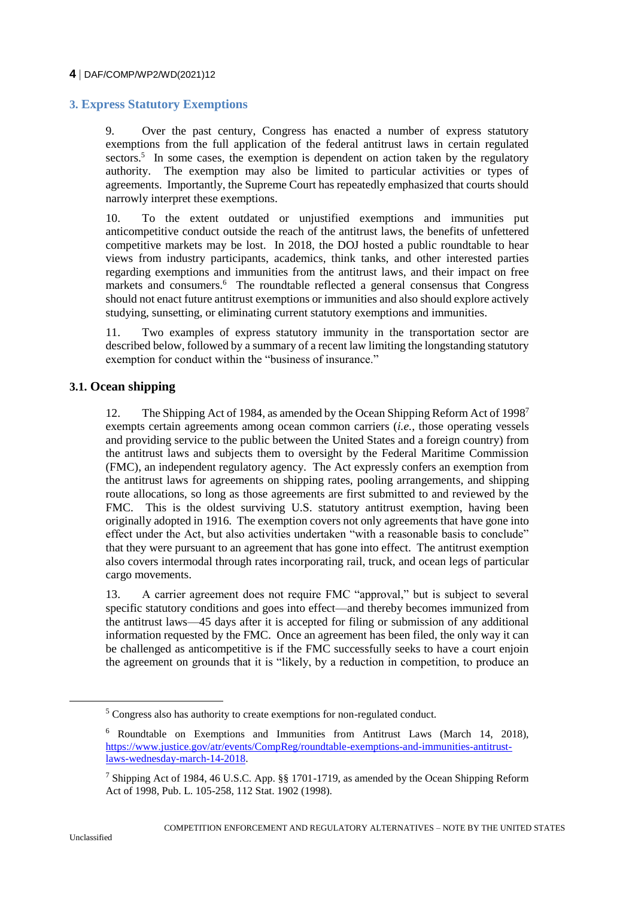## 3. Express Statutory Exemptions

9. Over the past century, Congress has enacted a number of express statutory exemptions from the full application of the federal antitrust laws in certain regulated sectors.[5] In some cases, the exemption is dependent on action taken by the regulatory authority. The exemption may also be limited to particular activities or types of agreements. Importantly, the Supreme Court has repeatedly emphasized that courts should narrowly interpret these exemptions.

10. To the extent outdated or unjustified exemptions and immunities put anticompetitive conduct outside the reach of the antitrust laws, the benefits of unfettered competitive markets may be lost. In 2018, the DOJ hosted a public roundtable to hear views from industry participants, academics, think tanks, and other interested parties regarding exemptions and immunities from the antitrust laws, and their impact on free markets and consumers.[6] The roundtable reflected a general consensus that Congress should not enact future antitrust exemptions or immunities and also should explore actively studying, sunsetting, or eliminating current statutory exemptions and immunities.

11. Two examples of express statutory immunity in the transportation sector are described below, followed by a summary of a recent law limiting the longstanding statutory exemption for conduct within the "business of insurance."

### 3.1. Ocean shipping

12. The Shipping Act of 1984, as amended by the Ocean Shipping Reform Act of 1998[7] exempts certain agreements among ocean common carriers (*i.e.*, those operating vessels and providing service to the public between the United States and a foreign country) from the antitrust laws and subjects them to oversight by the Federal Maritime Commission (FMC), an independent regulatory agency. The Act expressly confers an exemption from the antitrust laws for agreements on shipping rates, pooling arrangements, and shipping route allocations, so long as those agreements are first submitted to and reviewed by the FMC. This is the oldest surviving U.S. statutory antitrust exemption, having been originally adopted in 1916. The exemption covers not only agreements that have gone into effect under the Act, but also activities undertaken "with a reasonable basis to conclude" that they were pursuant to an agreement that has gone into effect. The antitrust exemption also covers intermodal through rates incorporating rail, truck, and ocean legs of particular cargo movements.

13. A carrier agreement does not require FMC "approval," but is subject to several specific statutory conditions and goes into effect—and thereby becomes immunized from the antitrust laws—45 days after it is accepted for filing or submission of any additional information requested by the FMC. Once an agreement has been filed, the only way it can be challenged as anticompetitive is if the FMC successfully seeks to have a court enjoin the agreement on grounds that it is "likely, by a reduction in competition, to produce an

---

[5] Congress also has authority to create exemptions for non-regulated conduct.

[6] Roundtable on Exemptions and Immunities from Antitrust Laws (March 14, 2018), https://www.justice.gov/atr/events/CompReg/roundtable-exemptions-and-immunities-antitrust-laws-wednesday-march-14-2018.

[7] Shipping Act of 1984, 46 U.S.C. App. §§ 1701-1719, as amended by the Ocean Shipping Reform Act of 1998, Pub. L. 105-258, 112 Stat. 1902 (1998).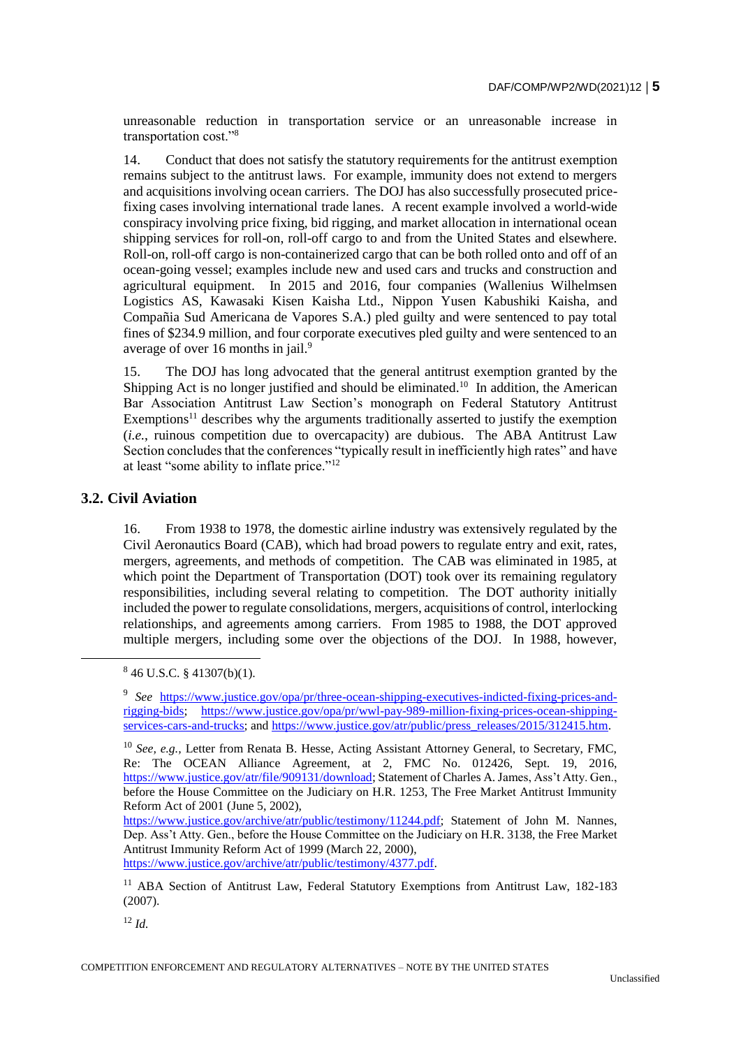unreasonable reduction in transportation service or an unreasonable increase in transportation cost."[8]

14. Conduct that does not satisfy the statutory requirements for the antitrust exemption remains subject to the antitrust laws. For example, immunity does not extend to mergers and acquisitions involving ocean carriers. The DOJ has also successfully prosecuted price-fixing cases involving international trade lanes. A recent example involved a world-wide conspiracy involving price fixing, bid rigging, and market allocation in international ocean shipping services for roll-on, roll-off cargo to and from the United States and elsewhere. Roll-on, roll-off cargo is non-containerized cargo that can be both rolled onto and off of an ocean-going vessel; examples include new and used cars and trucks and construction and agricultural equipment. In 2015 and 2016, four companies (Wallenius Wilhelmsen Logistics AS, Kawasaki Kisen Kaisha Ltd., Nippon Yusen Kabushiki Kaisha, and Compañia Sud Americana de Vapores S.A.) pled guilty and were sentenced to pay total fines of $234.9 million, and four corporate executives pled guilty and were sentenced to an average of over 16 months in jail.[9]

15. The DOJ has long advocated that the general antitrust exemption granted by the Shipping Act is no longer justified and should be eliminated.[10] In addition, the American Bar Association Antitrust Law Section's monograph on Federal Statutory Antitrust Exemptions[11] describes why the arguments traditionally asserted to justify the exemption (*i.e.*, ruinous competition due to overcapacity) are dubious. The ABA Antitrust Law Section concludes that the conferences "typically result in inefficiently high rates" and have at least "some ability to inflate price."[12]

### 3.2. Civil Aviation

16. From 1938 to 1978, the domestic airline industry was extensively regulated by the Civil Aeronautics Board (CAB), which had broad powers to regulate entry and exit, rates, mergers, agreements, and methods of competition. The CAB was eliminated in 1985, at which point the Department of Transportation (DOT) took over its remaining regulatory responsibilities, including several relating to competition. The DOT authority initially included the power to regulate consolidations, mergers, acquisitions of control, interlocking relationships, and agreements among carriers. From 1985 to 1988, the DOT approved multiple mergers, including some over the objections of the DOJ. In 1988, however,

---

[8] 46 U.S.C. § 41307(b)(1).

[9] *See* https://www.justice.gov/opa/pr/three-ocean-shipping-executives-indicted-fixing-prices-and-rigging-bids; https://www.justice.gov/opa/pr/wwl-pay-989-million-fixing-prices-ocean-shipping-services-cars-and-trucks; and https://www.justice.gov/atr/public/press_releases/2015/312415.htm.

[10] *See, e.g.*, Letter from Renata B. Hesse, Acting Assistant Attorney General, to Secretary, FMC, Re: The OCEAN Alliance Agreement, at 2, FMC No. 012426, Sept. 19, 2016, https://www.justice.gov/atr/file/909131/download; Statement of Charles A. James, Ass't Atty. Gen., before the House Committee on the Judiciary on H.R. 1253, The Free Market Antitrust Immunity Reform Act of 2001 (June 5, 2002), https://www.justice.gov/archive/atr/public/testimony/11244.pdf; Statement of John M. Nannes, Dep. Ass't Atty. Gen., before the House Committee on the Judiciary on H.R. 3138, the Free Market Antitrust Immunity Reform Act of 1999 (March 22, 2000), https://www.justice.gov/archive/atr/public/testimony/4377.pdf.

[11] ABA Section of Antitrust Law, Federal Statutory Exemptions from Antitrust Law, 182-183 (2007).

[12] *Id.*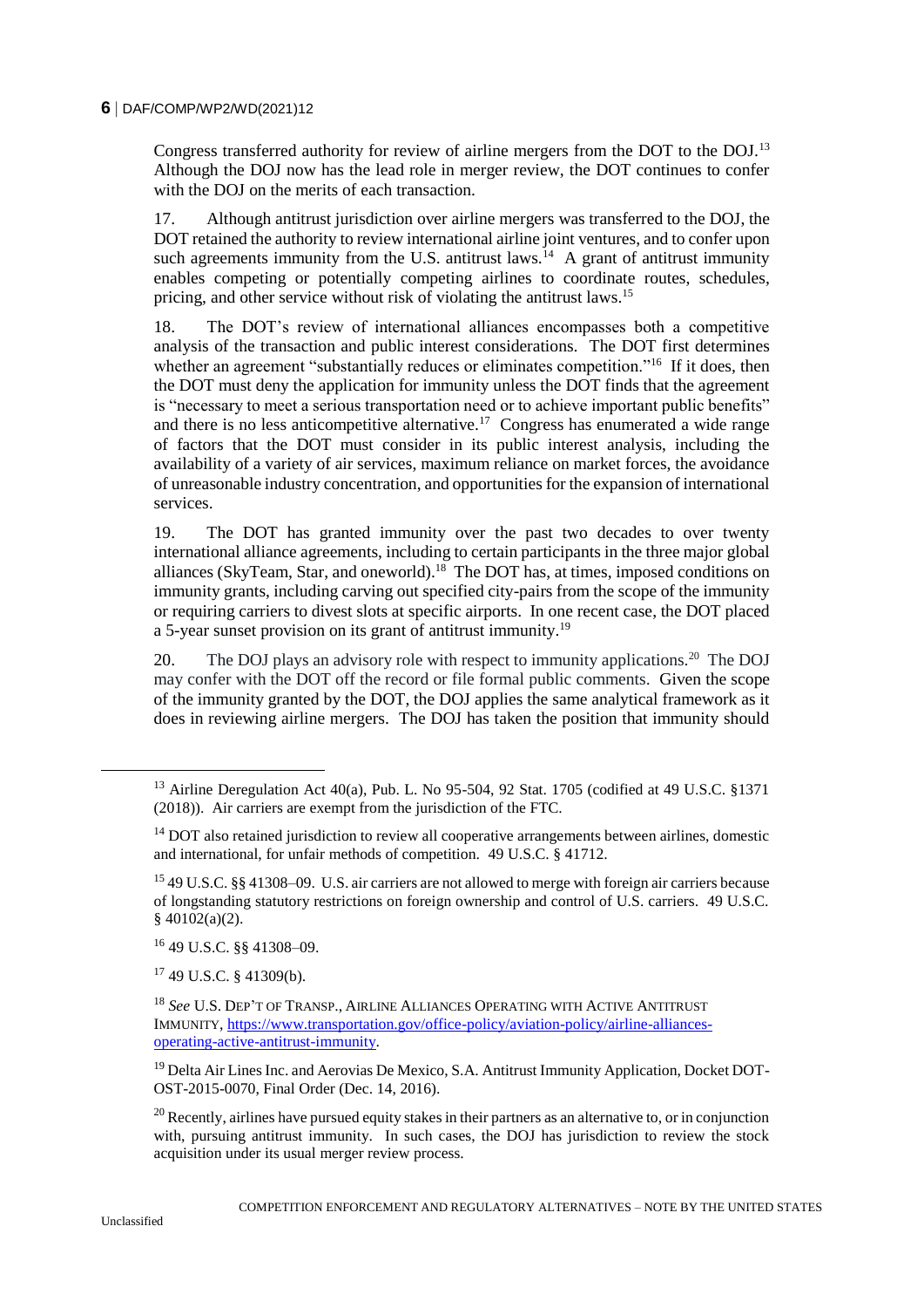Congress transferred authority for review of airline mergers from the DOT to the DOJ.[13] Although the DOJ now has the lead role in merger review, the DOT continues to confer with the DOJ on the merits of each transaction.

17. Although antitrust jurisdiction over airline mergers was transferred to the DOJ, the DOT retained the authority to review international airline joint ventures, and to confer upon such agreements immunity from the U.S. antitrust laws.[14] A grant of antitrust immunity enables competing or potentially competing airlines to coordinate routes, schedules, pricing, and other service without risk of violating the antitrust laws.[15]

18. The DOT's review of international alliances encompasses both a competitive analysis of the transaction and public interest considerations. The DOT first determines whether an agreement "substantially reduces or eliminates competition."[16] If it does, then the DOT must deny the application for immunity unless the DOT finds that the agreement is "necessary to meet a serious transportation need or to achieve important public benefits" and there is no less anticompetitive alternative.[17] Congress has enumerated a wide range of factors that the DOT must consider in its public interest analysis, including the availability of a variety of air services, maximum reliance on market forces, the avoidance of unreasonable industry concentration, and opportunities for the expansion of international services.

19. The DOT has granted immunity over the past two decades to over twenty international alliance agreements, including to certain participants in the three major global alliances (SkyTeam, Star, and oneworld).[18] The DOT has, at times, imposed conditions on immunity grants, including carving out specified city-pairs from the scope of the immunity or requiring carriers to divest slots at specific airports. In one recent case, the DOT placed a 5-year sunset provision on its grant of antitrust immunity.[19]

20. The DOJ plays an advisory role with respect to immunity applications.[20] The DOJ may confer with the DOT off the record or file formal public comments. Given the scope of the immunity granted by the DOT, the DOJ applies the same analytical framework as it does in reviewing airline mergers. The DOJ has taken the position that immunity should

---

[13] Airline Deregulation Act 40(a), Pub. L. No 95-504, 92 Stat. 1705 (codified at 49 U.S.C. §1371 (2018)). Air carriers are exempt from the jurisdiction of the FTC.

[14] DOT also retained jurisdiction to review all cooperative arrangements between airlines, domestic and international, for unfair methods of competition. 49 U.S.C. § 41712.

[15] 49 U.S.C. §§ 41308–09. U.S. air carriers are not allowed to merge with foreign air carriers because of longstanding statutory restrictions on foreign ownership and control of U.S. carriers. 49 U.S.C. § 40102(a)(2).

[16] 49 U.S.C. §§ 41308–09.

[17] 49 U.S.C. § 41309(b).

[18] *See* U.S. DEP'T OF TRANSP., AIRLINE ALLIANCES OPERATING WITH ACTIVE ANTITRUST IMMUNITY, https://www.transportation.gov/office-policy/aviation-policy/airline-alliances-operating-active-antitrust-immunity.

[19] Delta Air Lines Inc. and Aerovias De Mexico, S.A. Antitrust Immunity Application, Docket DOT-OST-2015-0070, Final Order (Dec. 14, 2016).

[20] Recently, airlines have pursued equity stakes in their partners as an alternative to, or in conjunction with, pursuing antitrust immunity. In such cases, the DOJ has jurisdiction to review the stock acquisition under its usual merger review process.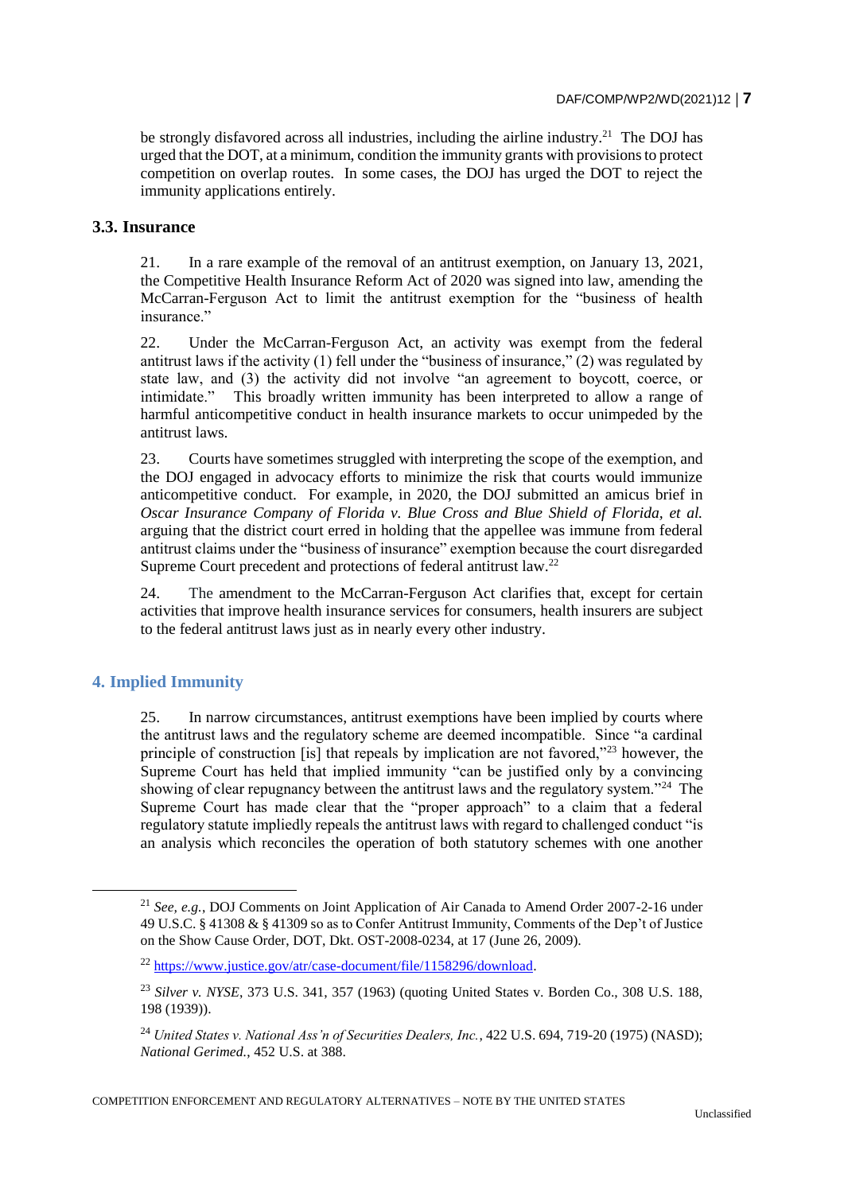be strongly disfavored across all industries, including the airline industry.[21] The DOJ has urged that the DOT, at a minimum, condition the immunity grants with provisions to protect competition on overlap routes. In some cases, the DOJ has urged the DOT to reject the immunity applications entirely.

### 3.3. Insurance

21. In a rare example of the removal of an antitrust exemption, on January 13, 2021, the Competitive Health Insurance Reform Act of 2020 was signed into law, amending the McCarran-Ferguson Act to limit the antitrust exemption for the "business of health insurance."

22. Under the McCarran-Ferguson Act, an activity was exempt from the federal antitrust laws if the activity (1) fell under the "business of insurance," (2) was regulated by state law, and (3) the activity did not involve "an agreement to boycott, coerce, or intimidate." This broadly written immunity has been interpreted to allow a range of harmful anticompetitive conduct in health insurance markets to occur unimpeded by the antitrust laws.

23. Courts have sometimes struggled with interpreting the scope of the exemption, and the DOJ engaged in advocacy efforts to minimize the risk that courts would immunize anticompetitive conduct. For example, in 2020, the DOJ submitted an amicus brief in *Oscar Insurance Company of Florida v. Blue Cross and Blue Shield of Florida, et al.* arguing that the district court erred in holding that the appellee was immune from federal antitrust claims under the "business of insurance" exemption because the court disregarded Supreme Court precedent and protections of federal antitrust law.[22]

24. The amendment to the McCarran-Ferguson Act clarifies that, except for certain activities that improve health insurance services for consumers, health insurers are subject to the federal antitrust laws just as in nearly every other industry.

## 4. Implied Immunity

25. In narrow circumstances, antitrust exemptions have been implied by courts where the antitrust laws and the regulatory scheme are deemed incompatible. Since "a cardinal principle of construction [is] that repeals by implication are not favored,"[23] however, the Supreme Court has held that implied immunity "can be justified only by a convincing showing of clear repugnancy between the antitrust laws and the regulatory system."[24] The Supreme Court has made clear that the "proper approach" to a claim that a federal regulatory statute impliedly repeals the antitrust laws with regard to challenged conduct "is an analysis which reconciles the operation of both statutory schemes with one another

---

[21] *See, e.g.*, DOJ Comments on Joint Application of Air Canada to Amend Order 2007-2-16 under 49 U.S.C. § 41308 & § 41309 so as to Confer Antitrust Immunity, Comments of the Dep't of Justice on the Show Cause Order, DOT, Dkt. OST-2008-0234, at 17 (June 26, 2009).

[22] https://www.justice.gov/atr/case-document/file/1158296/download.

[23] *Silver v. NYSE*, 373 U.S. 341, 357 (1963) (quoting United States v. Borden Co., 308 U.S. 188, 198 (1939)).

[24] *United States v. National Ass'n of Securities Dealers, Inc.*, 422 U.S. 694, 719-20 (1975) (NASD); *National Gerimed.*, 452 U.S. at 388.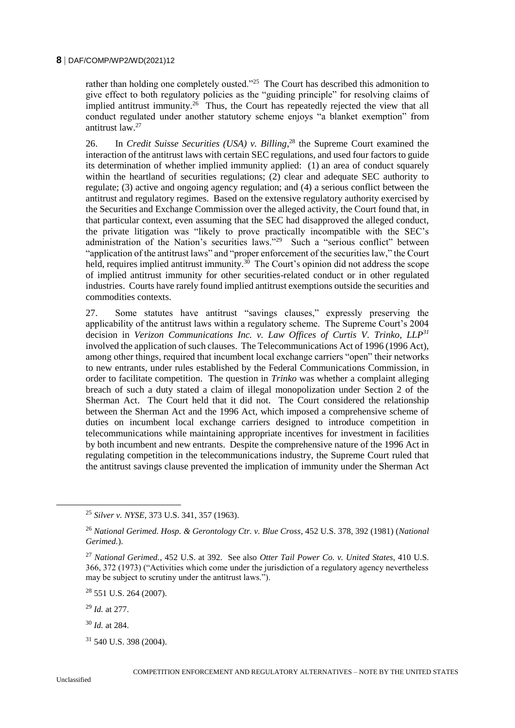rather than holding one completely ousted."[25] The Court has described this admonition to give effect to both regulatory policies as the "guiding principle" for resolving claims of implied antitrust immunity.[26] Thus, the Court has repeatedly rejected the view that all conduct regulated under another statutory scheme enjoys "a blanket exemption" from antitrust law.[27]

26. In *Credit Suisse Securities (USA) v. Billing*,[28] the Supreme Court examined the interaction of the antitrust laws with certain SEC regulations, and used four factors to guide its determination of whether implied immunity applied: (1) an area of conduct squarely within the heartland of securities regulations; (2) clear and adequate SEC authority to regulate; (3) active and ongoing agency regulation; and (4) a serious conflict between the antitrust and regulatory regimes. Based on the extensive regulatory authority exercised by the Securities and Exchange Commission over the alleged activity, the Court found that, in that particular context, even assuming that the SEC had disapproved the alleged conduct, the private litigation was "likely to prove practically incompatible with the SEC's administration of the Nation's securities laws."[29] Such a "serious conflict" between "application of the antitrust laws" and "proper enforcement of the securities law," the Court held, requires implied antitrust immunity.[30] The Court's opinion did not address the scope of implied antitrust immunity for other securities-related conduct or in other regulated industries. Courts have rarely found implied antitrust exemptions outside the securities and commodities contexts.

27. Some statutes have antitrust "savings clauses," expressly preserving the applicability of the antitrust laws within a regulatory scheme. The Supreme Court's 2004 decision in *Verizon Communications Inc. v. Law Offices of Curtis V. Trinko, LLP*[31] involved the application of such clauses. The Telecommunications Act of 1996 (1996 Act), among other things, required that incumbent local exchange carriers "open" their networks to new entrants, under rules established by the Federal Communications Commission, in order to facilitate competition. The question in *Trinko* was whether a complaint alleging breach of such a duty stated a claim of illegal monopolization under Section 2 of the Sherman Act. The Court held that it did not. The Court considered the relationship between the Sherman Act and the 1996 Act, which imposed a comprehensive scheme of duties on incumbent local exchange carriers designed to introduce competition in telecommunications while maintaining appropriate incentives for investment in facilities by both incumbent and new entrants. Despite the comprehensive nature of the 1996 Act in regulating competition in the telecommunications industry, the Supreme Court ruled that the antitrust savings clause prevented the implication of immunity under the Sherman Act

[25] *Silver v. NYSE*, 373 U.S. 341, 357 (1963).

[26] *National Gerimed. Hosp. & Gerontology Ctr. v. Blue Cross*, 452 U.S. 378, 392 (1981) (*National Gerimed.*).

[27] *National Gerimed.*, 452 U.S. at 392. See also *Otter Tail Power Co. v. United States*, 410 U.S. 366, 372 (1973) ("Activities which come under the jurisdiction of a regulatory agency nevertheless may be subject to scrutiny under the antitrust laws.").

[28] 551 U.S. 264 (2007).

[29] *Id.* at 277.

[30] *Id.* at 284.

[31] 540 U.S. 398 (2004).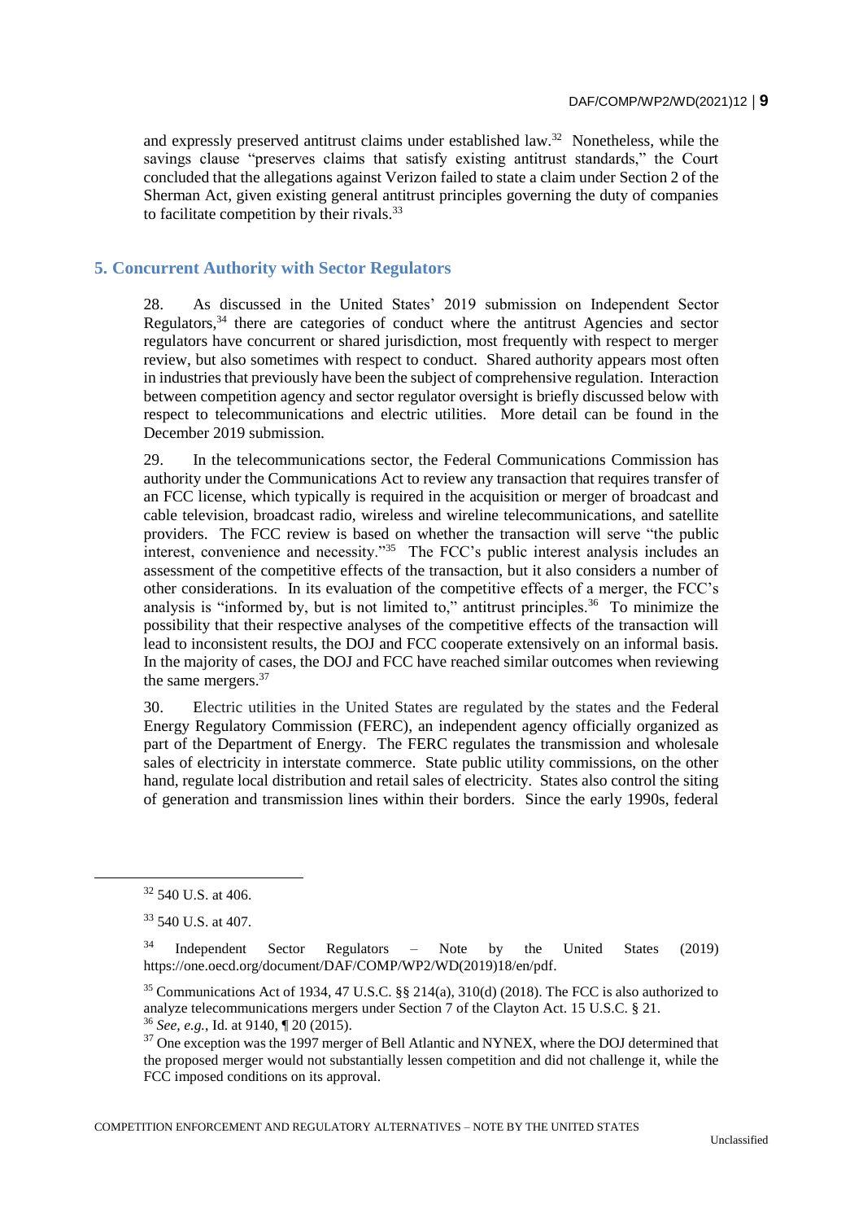and expressly preserved antitrust claims under established law.[32] Nonetheless, while the savings clause "preserves claims that satisfy existing antitrust standards," the Court concluded that the allegations against Verizon failed to state a claim under Section 2 of the Sherman Act, given existing general antitrust principles governing the duty of companies to facilitate competition by their rivals.[33]

## 5. Concurrent Authority with Sector Regulators

28. As discussed in the United States' 2019 submission on Independent Sector Regulators,[34] there are categories of conduct where the antitrust Agencies and sector regulators have concurrent or shared jurisdiction, most frequently with respect to merger review, but also sometimes with respect to conduct. Shared authority appears most often in industries that previously have been the subject of comprehensive regulation. Interaction between competition agency and sector regulator oversight is briefly discussed below with respect to telecommunications and electric utilities. More detail can be found in the December 2019 submission.

29. In the telecommunications sector, the Federal Communications Commission has authority under the Communications Act to review any transaction that requires transfer of an FCC license, which typically is required in the acquisition or merger of broadcast and cable television, broadcast radio, wireless and wireline telecommunications, and satellite providers. The FCC review is based on whether the transaction will serve "the public interest, convenience and necessity."[35] The FCC's public interest analysis includes an assessment of the competitive effects of the transaction, but it also considers a number of other considerations. In its evaluation of the competitive effects of a merger, the FCC's analysis is "informed by, but is not limited to," antitrust principles.[36] To minimize the possibility that their respective analyses of the competitive effects of the transaction will lead to inconsistent results, the DOJ and FCC cooperate extensively on an informal basis. In the majority of cases, the DOJ and FCC have reached similar outcomes when reviewing the same mergers.[37]

30. Electric utilities in the United States are regulated by the states and the Federal Energy Regulatory Commission (FERC), an independent agency officially organized as part of the Department of Energy. The FERC regulates the transmission and wholesale sales of electricity in interstate commerce. State public utility commissions, on the other hand, regulate local distribution and retail sales of electricity. States also control the siting of generation and transmission lines within their borders. Since the early 1990s, federal

---

[32] 540 U.S. at 406.

[33] 540 U.S. at 407.

[34] Independent Sector Regulators – Note by the United States (2019) https://one.oecd.org/document/DAF/COMP/WP2/WD(2019)18/en/pdf.

[35] Communications Act of 1934, 47 U.S.C. §§ 214(a), 310(d) (2018). The FCC is also authorized to analyze telecommunications mergers under Section 7 of the Clayton Act. 15 U.S.C. § 21.

[36] *See, e.g.*, Id. at 9140, ¶ 20 (2015).

[37] One exception was the 1997 merger of Bell Atlantic and NYNEX, where the DOJ determined that the proposed merger would not substantially lessen competition and did not challenge it, while the FCC imposed conditions on its approval.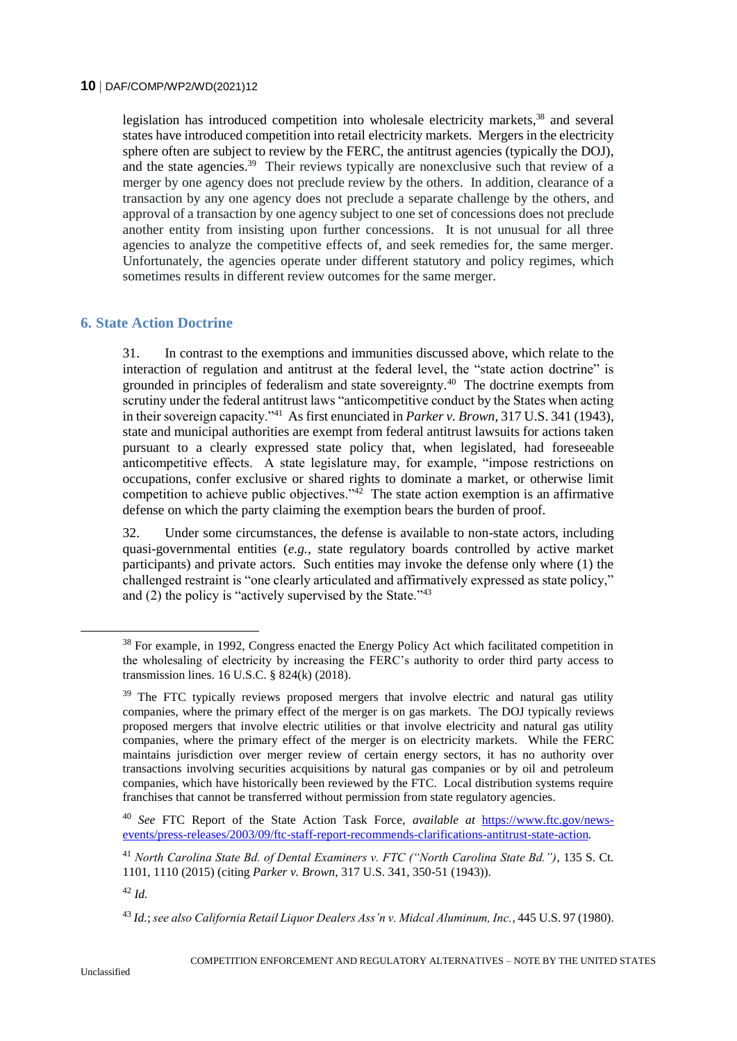legislation has introduced competition into wholesale electricity markets,[38] and several states have introduced competition into retail electricity markets. Mergers in the electricity sphere often are subject to review by the FERC, the antitrust agencies (typically the DOJ), and the state agencies.[39] Their reviews typically are nonexclusive such that review of a merger by one agency does not preclude review by the others. In addition, clearance of a transaction by any one agency does not preclude a separate challenge by the others, and approval of a transaction by one agency subject to one set of concessions does not preclude another entity from insisting upon further concessions. It is not unusual for all three agencies to analyze the competitive effects of, and seek remedies for, the same merger. Unfortunately, the agencies operate under different statutory and policy regimes, which sometimes results in different review outcomes for the same merger.

## 6. State Action Doctrine

31. In contrast to the exemptions and immunities discussed above, which relate to the interaction of regulation and antitrust at the federal level, the "state action doctrine" is grounded in principles of federalism and state sovereignty.[40] The doctrine exempts from scrutiny under the federal antitrust laws "anticompetitive conduct by the States when acting in their sovereign capacity."[41] As first enunciated in *Parker v. Brown*, 317 U.S. 341 (1943), state and municipal authorities are exempt from federal antitrust lawsuits for actions taken pursuant to a clearly expressed state policy that, when legislated, had foreseeable anticompetitive effects. A state legislature may, for example, "impose restrictions on occupations, confer exclusive or shared rights to dominate a market, or otherwise limit competition to achieve public objectives."[42] The state action exemption is an affirmative defense on which the party claiming the exemption bears the burden of proof.

32. Under some circumstances, the defense is available to non-state actors, including quasi-governmental entities (*e.g.*, state regulatory boards controlled by active market participants) and private actors. Such entities may invoke the defense only where (1) the challenged restraint is "one clearly articulated and affirmatively expressed as state policy," and (2) the policy is "actively supervised by the State."[43]

[38] For example, in 1992, Congress enacted the Energy Policy Act which facilitated competition in the wholesaling of electricity by increasing the FERC's authority to order third party access to transmission lines. 16 U.S.C. § 824(k) (2018).

[39] The FTC typically reviews proposed mergers that involve electric and natural gas utility companies, where the primary effect of the merger is on gas markets. The DOJ typically reviews proposed mergers that involve electric utilities or that involve electricity and natural gas utility companies, where the primary effect of the merger is on electricity markets. While the FERC maintains jurisdiction over merger review of certain energy sectors, it has no authority over transactions involving securities acquisitions by natural gas companies or by oil and petroleum companies, which have historically been reviewed by the FTC. Local distribution systems require franchises that cannot be transferred without permission from state regulatory agencies.

[40] *See* FTC Report of the State Action Task Force, *available at* https://www.ftc.gov/news-events/press-releases/2003/09/ftc-staff-report-recommends-clarifications-antitrust-state-action.

[41] *North Carolina State Bd. of Dental Examiners v. FTC ("North Carolina State Bd.")*, 135 S. Ct. 1101, 1110 (2015) (citing *Parker v. Brown*, 317 U.S. 341, 350-51 (1943)).

[42] *Id.*

[43] *Id.*; *see also California Retail Liquor Dealers Ass'n v. Midcal Aluminum, Inc.*, 445 U.S. 97 (1980).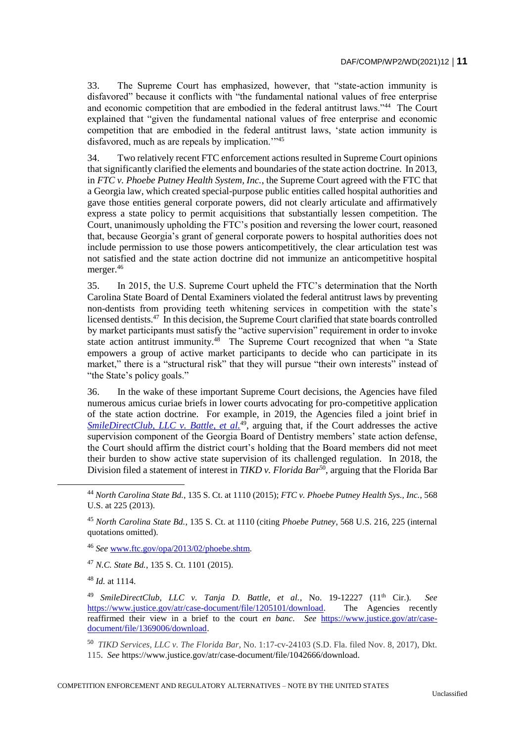33. The Supreme Court has emphasized, however, that "state-action immunity is disfavored" because it conflicts with "the fundamental national values of free enterprise and economic competition that are embodied in the federal antitrust laws."[44] The Court explained that "given the fundamental national values of free enterprise and economic competition that are embodied in the federal antitrust laws, 'state action immunity is disfavored, much as are repeals by implication.'"[45]

34. Two relatively recent FTC enforcement actions resulted in Supreme Court opinions that significantly clarified the elements and boundaries of the state action doctrine. In 2013, in *FTC v. Phoebe Putney Health System, Inc.*, the Supreme Court agreed with the FTC that a Georgia law, which created special-purpose public entities called hospital authorities and gave those entities general corporate powers, did not clearly articulate and affirmatively express a state policy to permit acquisitions that substantially lessen competition. The Court, unanimously upholding the FTC's position and reversing the lower court, reasoned that, because Georgia's grant of general corporate powers to hospital authorities does not include permission to use those powers anticompetitively, the clear articulation test was not satisfied and the state action doctrine did not immunize an anticompetitive hospital merger.[46]

35. In 2015, the U.S. Supreme Court upheld the FTC's determination that the North Carolina State Board of Dental Examiners violated the federal antitrust laws by preventing non-dentists from providing teeth whitening services in competition with the state's licensed dentists.[47] In this decision, the Supreme Court clarified that state boards controlled by market participants must satisfy the "active supervision" requirement in order to invoke state action antitrust immunity.[48] The Supreme Court recognized that when "a State empowers a group of active market participants to decide who can participate in its market," there is a "structural risk" that they will pursue "their own interests" instead of "the State's policy goals."

36. In the wake of these important Supreme Court decisions, the Agencies have filed numerous amicus curiae briefs in lower courts advocating for pro-competitive application of the state action doctrine. For example, in 2019, the Agencies filed a joint brief in *SmileDirectClub, LLC v. Battle, et al.*[49], arguing that, if the Court addresses the active supervision component of the Georgia Board of Dentistry members' state action defense, the Court should affirm the district court's holding that the Board members did not meet their burden to show active state supervision of its challenged regulation. In 2018, the Division filed a statement of interest in *TIKD v. Florida Bar*[50], arguing that the Florida Bar

---

[44] *North Carolina State Bd.*, 135 S. Ct. at 1110 (2015); *FTC v. Phoebe Putney Health Sys., Inc.*, 568 U.S. at 225 (2013).

[45] *North Carolina State Bd.*, 135 S. Ct. at 1110 (citing *Phoebe Putney*, 568 U.S. 216, 225 (internal quotations omitted).

[46] *See* www.ftc.gov/opa/2013/02/phoebe.shtm.

[47] *N.C. State Bd.*, 135 S. Ct. 1101 (2015).

[48] *Id.* at 1114.

[49] *SmileDirectClub, LLC v. Tanja D. Battle, et al.*, No. 19-12227 (11th Cir.). *See* https://www.justice.gov/atr/case-document/file/1205101/download. The Agencies recently reaffirmed their view in a brief to the court *en banc*. *See* https://www.justice.gov/atr/case-document/file/1369006/download.

[50] *TIKD Services, LLC v. The Florida Bar*, No. 1:17-cv-24103 (S.D. Fla. filed Nov. 8, 2017), Dkt. 115. *See* https://www.justice.gov/atr/case-document/file/1042666/download.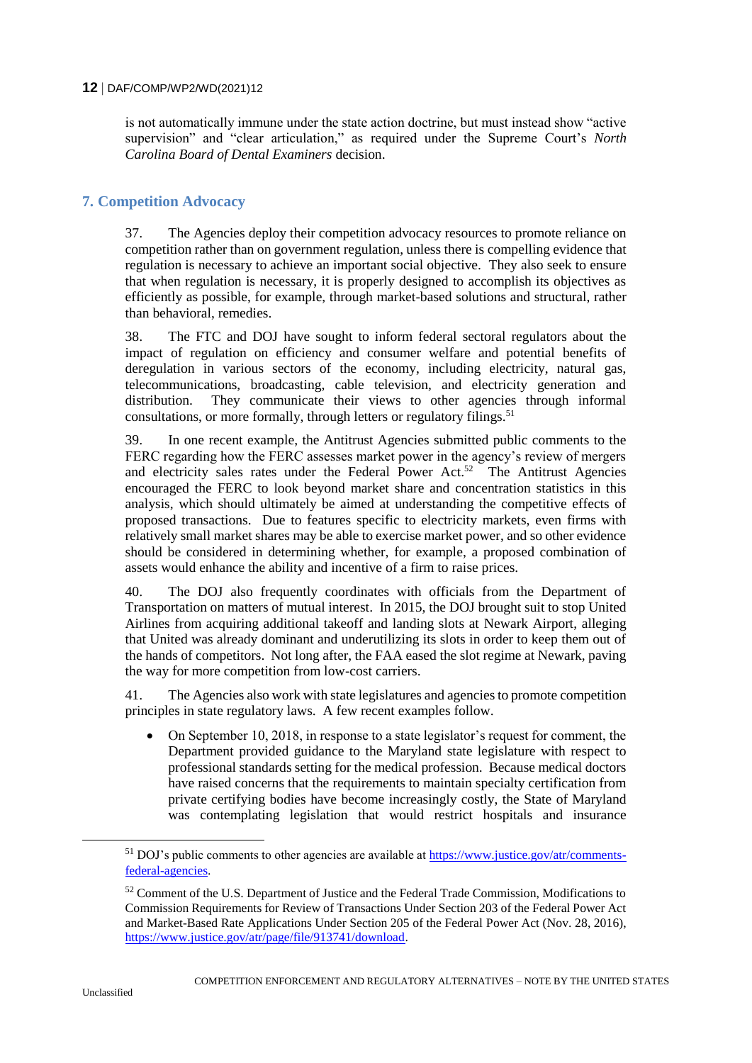is not automatically immune under the state action doctrine, but must instead show "active supervision" and "clear articulation," as required under the Supreme Court's *North Carolina Board of Dental Examiners* decision.

## 7. Competition Advocacy

37. The Agencies deploy their competition advocacy resources to promote reliance on competition rather than on government regulation, unless there is compelling evidence that regulation is necessary to achieve an important social objective. They also seek to ensure that when regulation is necessary, it is properly designed to accomplish its objectives as efficiently as possible, for example, through market-based solutions and structural, rather than behavioral, remedies.

38. The FTC and DOJ have sought to inform federal sectoral regulators about the impact of regulation on efficiency and consumer welfare and potential benefits of deregulation in various sectors of the economy, including electricity, natural gas, telecommunications, broadcasting, cable television, and electricity generation and distribution. They communicate their views to other agencies through informal consultations, or more formally, through letters or regulatory filings.[51]

39. In one recent example, the Antitrust Agencies submitted public comments to the FERC regarding how the FERC assesses market power in the agency's review of mergers and electricity sales rates under the Federal Power Act.[52] The Antitrust Agencies encouraged the FERC to look beyond market share and concentration statistics in this analysis, which should ultimately be aimed at understanding the competitive effects of proposed transactions. Due to features specific to electricity markets, even firms with relatively small market shares may be able to exercise market power, and so other evidence should be considered in determining whether, for example, a proposed combination of assets would enhance the ability and incentive of a firm to raise prices.

40. The DOJ also frequently coordinates with officials from the Department of Transportation on matters of mutual interest. In 2015, the DOJ brought suit to stop United Airlines from acquiring additional takeoff and landing slots at Newark Airport, alleging that United was already dominant and underutilizing its slots in order to keep them out of the hands of competitors. Not long after, the FAA eased the slot regime at Newark, paving the way for more competition from low-cost carriers.

41. The Agencies also work with state legislatures and agencies to promote competition principles in state regulatory laws. A few recent examples follow.

- On September 10, 2018, in response to a state legislator's request for comment, the Department provided guidance to the Maryland state legislature with respect to professional standards setting for the medical profession. Because medical doctors have raised concerns that the requirements to maintain specialty certification from private certifying bodies have become increasingly costly, the State of Maryland was contemplating legislation that would restrict hospitals and insurance

[51] DOJ's public comments to other agencies are available at https://www.justice.gov/atr/comments-federal-agencies.

[52] Comment of the U.S. Department of Justice and the Federal Trade Commission, Modifications to Commission Requirements for Review of Transactions Under Section 203 of the Federal Power Act and Market-Based Rate Applications Under Section 205 of the Federal Power Act (Nov. 28, 2016), https://www.justice.gov/atr/page/file/913741/download.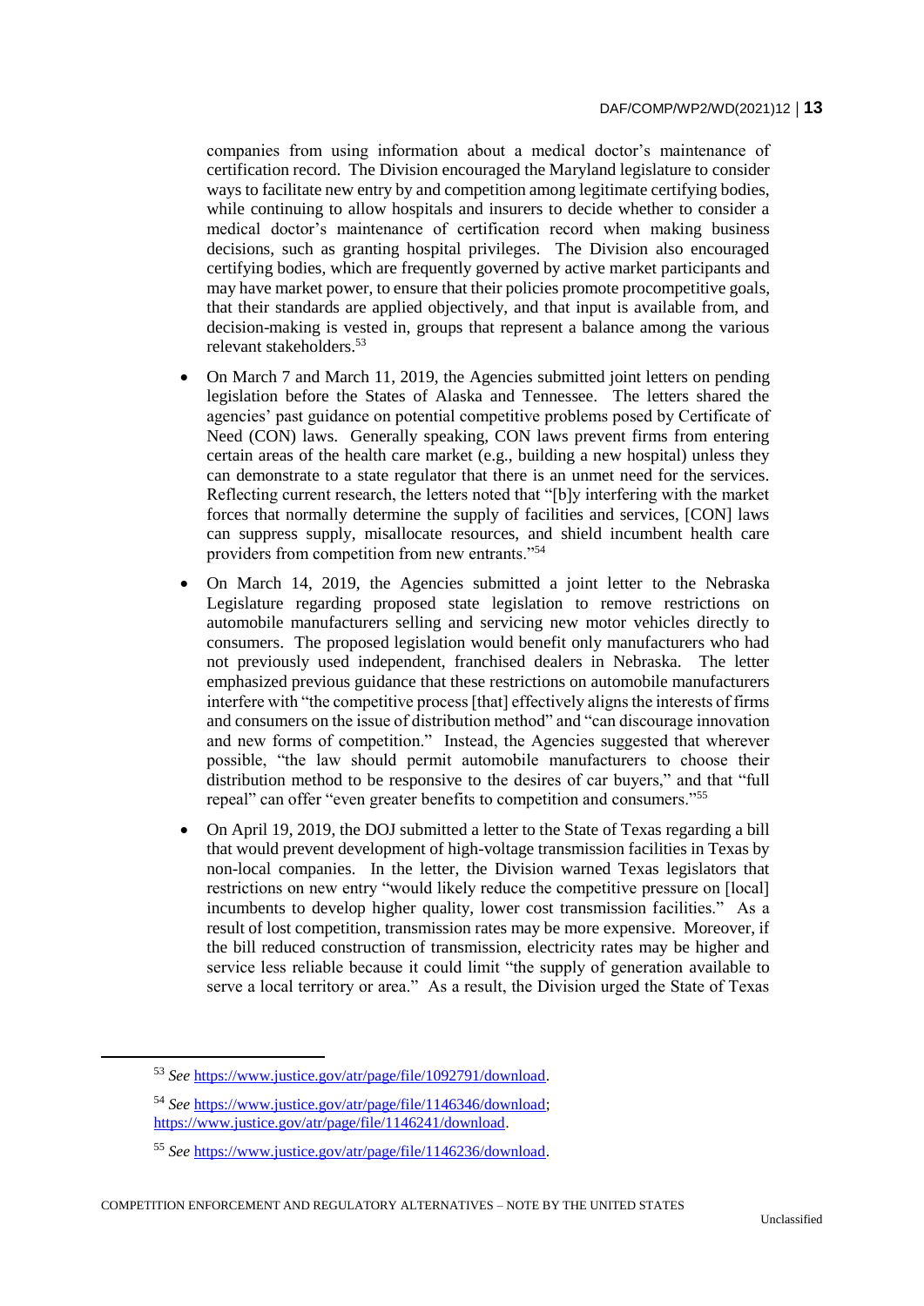companies from using information about a medical doctor's maintenance of certification record. The Division encouraged the Maryland legislature to consider ways to facilitate new entry by and competition among legitimate certifying bodies, while continuing to allow hospitals and insurers to decide whether to consider a medical doctor's maintenance of certification record when making business decisions, such as granting hospital privileges. The Division also encouraged certifying bodies, which are frequently governed by active market participants and may have market power, to ensure that their policies promote procompetitive goals, that their standards are applied objectively, and that input is available from, and decision-making is vested in, groups that represent a balance among the various relevant stakeholders.[53]

- On March 7 and March 11, 2019, the Agencies submitted joint letters on pending legislation before the States of Alaska and Tennessee. The letters shared the agencies' past guidance on potential competitive problems posed by Certificate of Need (CON) laws. Generally speaking, CON laws prevent firms from entering certain areas of the health care market (e.g., building a new hospital) unless they can demonstrate to a state regulator that there is an unmet need for the services. Reflecting current research, the letters noted that "[b]y interfering with the market forces that normally determine the supply of facilities and services, [CON] laws can suppress supply, misallocate resources, and shield incumbent health care providers from competition from new entrants."[54]
- On March 14, 2019, the Agencies submitted a joint letter to the Nebraska Legislature regarding proposed state legislation to remove restrictions on automobile manufacturers selling and servicing new motor vehicles directly to consumers. The proposed legislation would benefit only manufacturers who had not previously used independent, franchised dealers in Nebraska. The letter emphasized previous guidance that these restrictions on automobile manufacturers interfere with "the competitive process [that] effectively aligns the interests of firms and consumers on the issue of distribution method" and "can discourage innovation and new forms of competition." Instead, the Agencies suggested that wherever possible, "the law should permit automobile manufacturers to choose their distribution method to be responsive to the desires of car buyers," and that "full repeal" can offer "even greater benefits to competition and consumers."[55]
- On April 19, 2019, the DOJ submitted a letter to the State of Texas regarding a bill that would prevent development of high-voltage transmission facilities in Texas by non-local companies. In the letter, the Division warned Texas legislators that restrictions on new entry "would likely reduce the competitive pressure on [local] incumbents to develop higher quality, lower cost transmission facilities." As a result of lost competition, transmission rates may be more expensive. Moreover, if the bill reduced construction of transmission, electricity rates may be higher and service less reliable because it could limit "the supply of generation available to serve a local territory or area." As a result, the Division urged the State of Texas

---

[53] *See* https://www.justice.gov/atr/page/file/1092791/download.

[54] *See* https://www.justice.gov/atr/page/file/1146346/download; https://www.justice.gov/atr/page/file/1146241/download.

[55] *See* https://www.justice.gov/atr/page/file/1146236/download.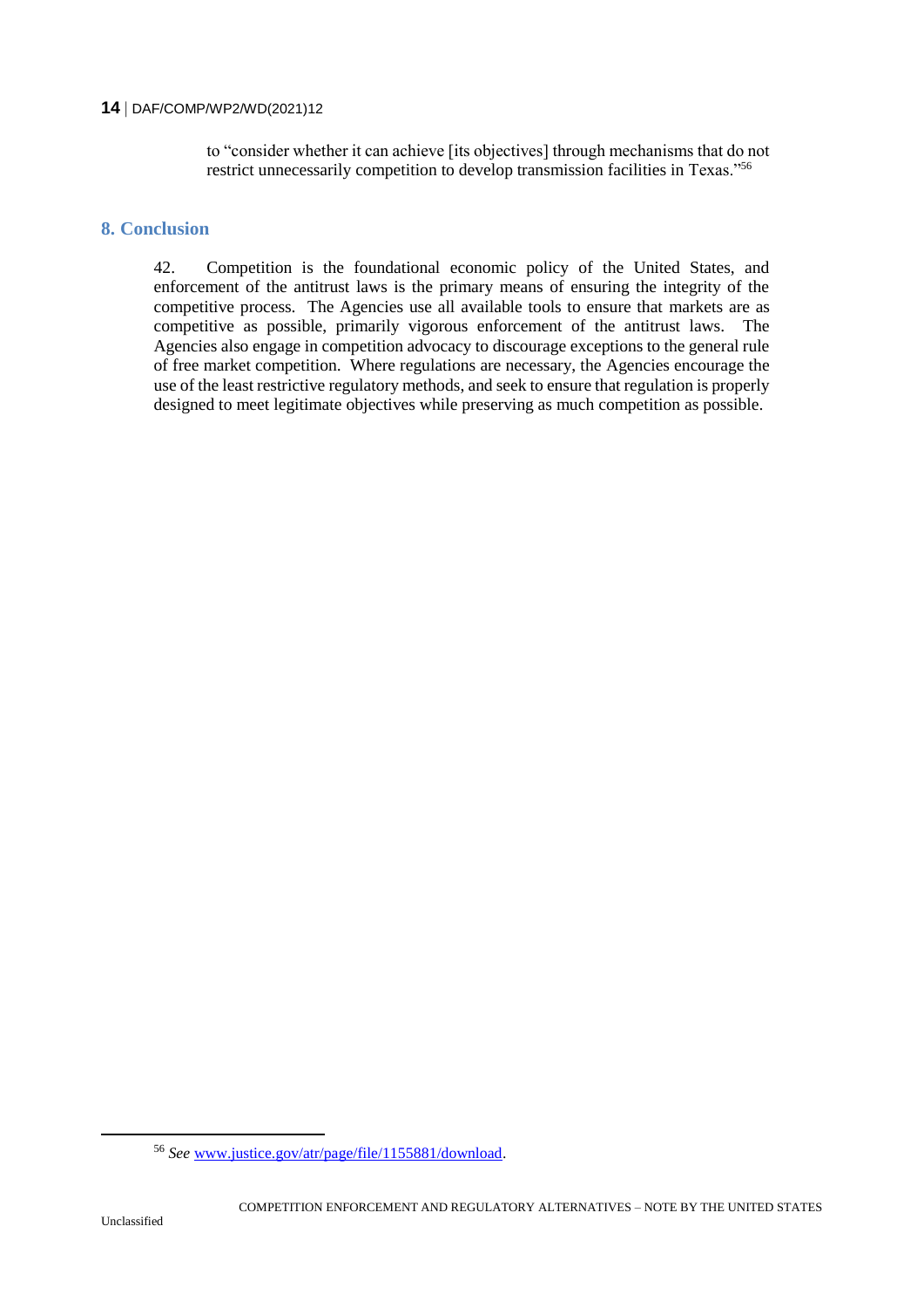to "consider whether it can achieve [its objectives] through mechanisms that do not restrict unnecessarily competition to develop transmission facilities in Texas."[56]

## 8. Conclusion

42. Competition is the foundational economic policy of the United States, and enforcement of the antitrust laws is the primary means of ensuring the integrity of the competitive process. The Agencies use all available tools to ensure that markets are as competitive as possible, primarily vigorous enforcement of the antitrust laws. The Agencies also engage in competition advocacy to discourage exceptions to the general rule of free market competition. Where regulations are necessary, the Agencies encourage the use of the least restrictive regulatory methods, and seek to ensure that regulation is properly designed to meet legitimate objectives while preserving as much competition as possible.

[56] *See* www.justice.gov/atr/page/file/1155881/download.